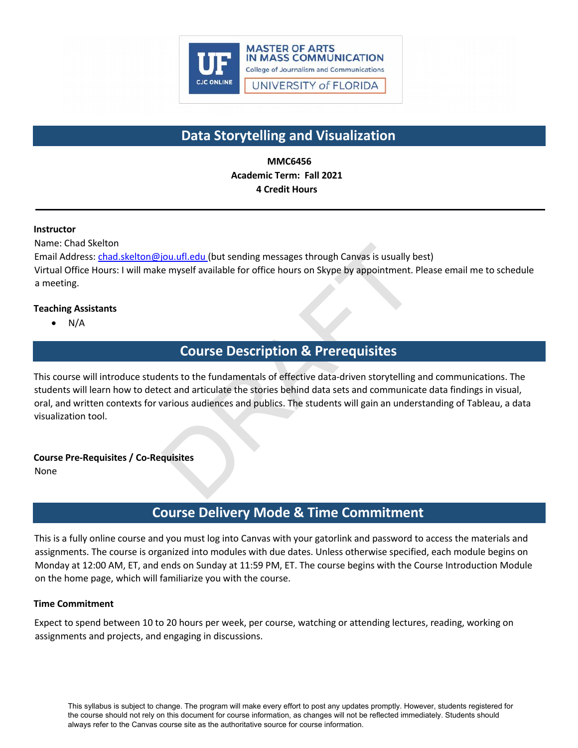MASTER OF ARTS IN MASS COMMUNICATION
College of Journalism and Communications
UNIVERSITY of FLORIDA

# Data Storytelling and Visualization

**MMC6456**
**Academic Term: Fall 2021**
**4 Credit Hours**

---

**Instructor**
Name: Chad Skelton
Email Address: chad.skelton@jou.ufl.edu (but sending messages through Canvas is usually best)
Virtual Office Hours: I will make myself available for office hours on Skype by appointment. Please email me to schedule a meeting.

**Teaching Assistants**

- N/A

## Course Description & Prerequisites

This course will introduce students to the fundamentals of effective data-driven storytelling and communications. The students will learn how to detect and articulate the stories behind data sets and communicate data findings in visual, oral, and written contexts for various audiences and publics. The students will gain an understanding of Tableau, a data visualization tool.

**Course Pre-Requisites / Co-Requisites**
None

## Course Delivery Mode & Time Commitment

This is a fully online course and you must log into Canvas with your gatorlink and password to access the materials and assignments. The course is organized into modules with due dates. Unless otherwise specified, each module begins on Monday at 12:00 AM, ET, and ends on Sunday at 11:59 PM, ET. The course begins with the Course Introduction Module on the home page, which will familiarize you with the course.

**Time Commitment**

Expect to spend between 10 to 20 hours per week, per course, watching or attending lectures, reading, working on assignments and projects, and engaging in discussions.

This syllabus is subject to change. The program will make every effort to post any updates promptly. However, students registered for the course should not rely on this document for course information, as changes will not be reflected immediately. Students should always refer to the Canvas course site as the authoritative source for course information.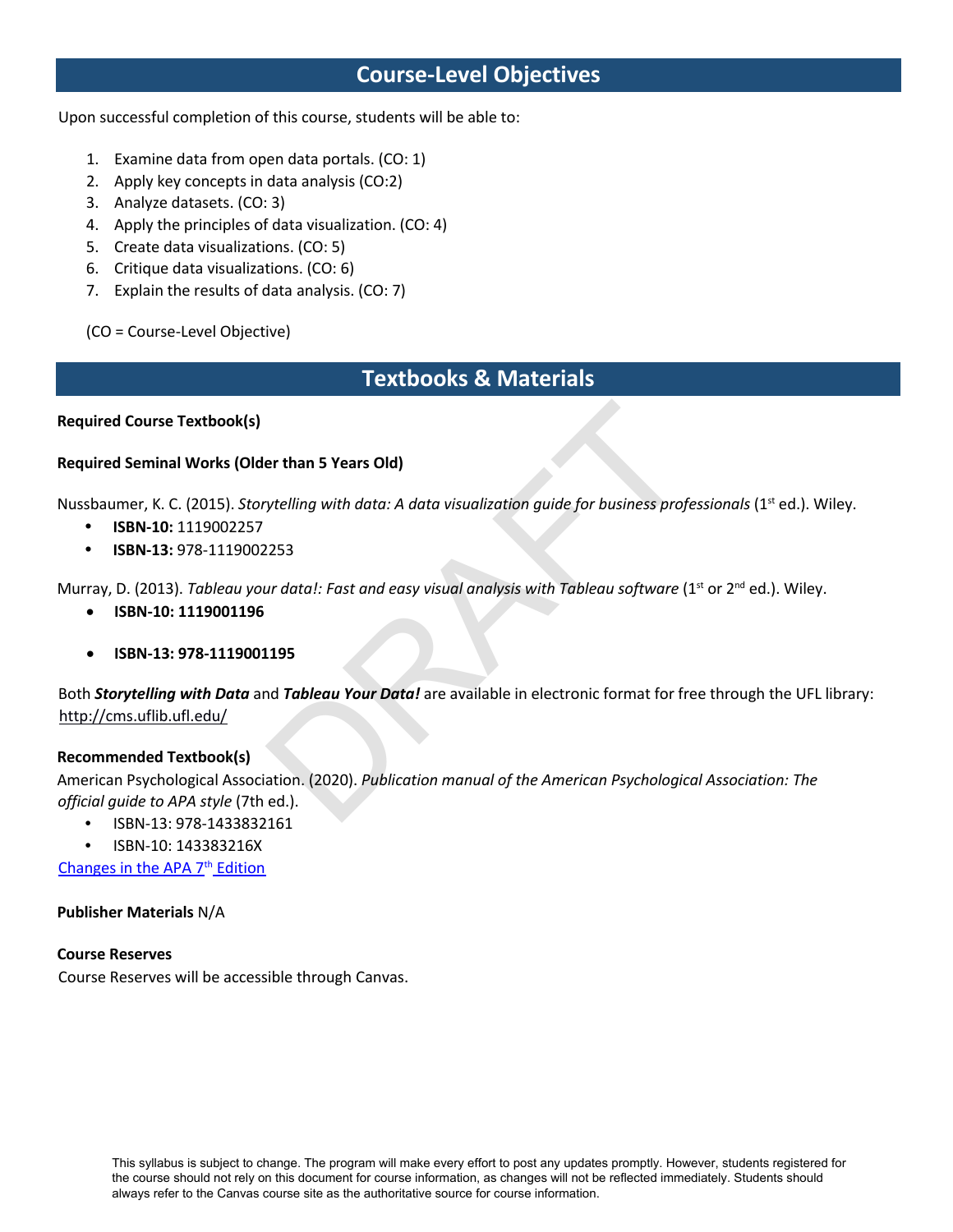## Course-Level Objectives

Upon successful completion of this course, students will be able to:

1. Examine data from open data portals. (CO: 1)
2. Apply key concepts in data analysis (CO:2)
3. Analyze datasets. (CO: 3)
4. Apply the principles of data visualization. (CO: 4)
5. Create data visualizations. (CO: 5)
6. Critique data visualizations. (CO: 6)
7. Explain the results of data analysis. (CO: 7)

(CO = Course-Level Objective)

## Textbooks & Materials

**Required Course Textbook(s)**

**Required Seminal Works (Older than 5 Years Old)**

Nussbaumer, K. C. (2015). *Storytelling with data: A data visualization guide for business professionals* (1st ed.). Wiley.

- **ISBN-10:** 1119002257
- **ISBN-13:** 978-1119002253

Murray, D. (2013). *Tableau your data!: Fast and easy visual analysis with Tableau software* (1st or 2nd ed.). Wiley.

- **ISBN-10: 1119001196**
- **ISBN-13: 978-1119001195**

Both ***Storytelling with Data*** and ***Tableau Your Data!*** are available in electronic format for free through the UFL library: http://cms.uflib.ufl.edu/

**Recommended Textbook(s)**

American Psychological Association. (2020). *Publication manual of the American Psychological Association: The official guide to APA style* (7th ed.).

- ISBN-13: 978-1433832161
- ISBN-10: 143383216X

Changes in the APA 7th Edition

**Publisher Materials** N/A

**Course Reserves**

Course Reserves will be accessible through Canvas.

This syllabus is subject to change. The program will make every effort to post any updates promptly. However, students registered for the course should not rely on this document for course information, as changes will not be reflected immediately. Students should always refer to the Canvas course site as the authoritative source for course information.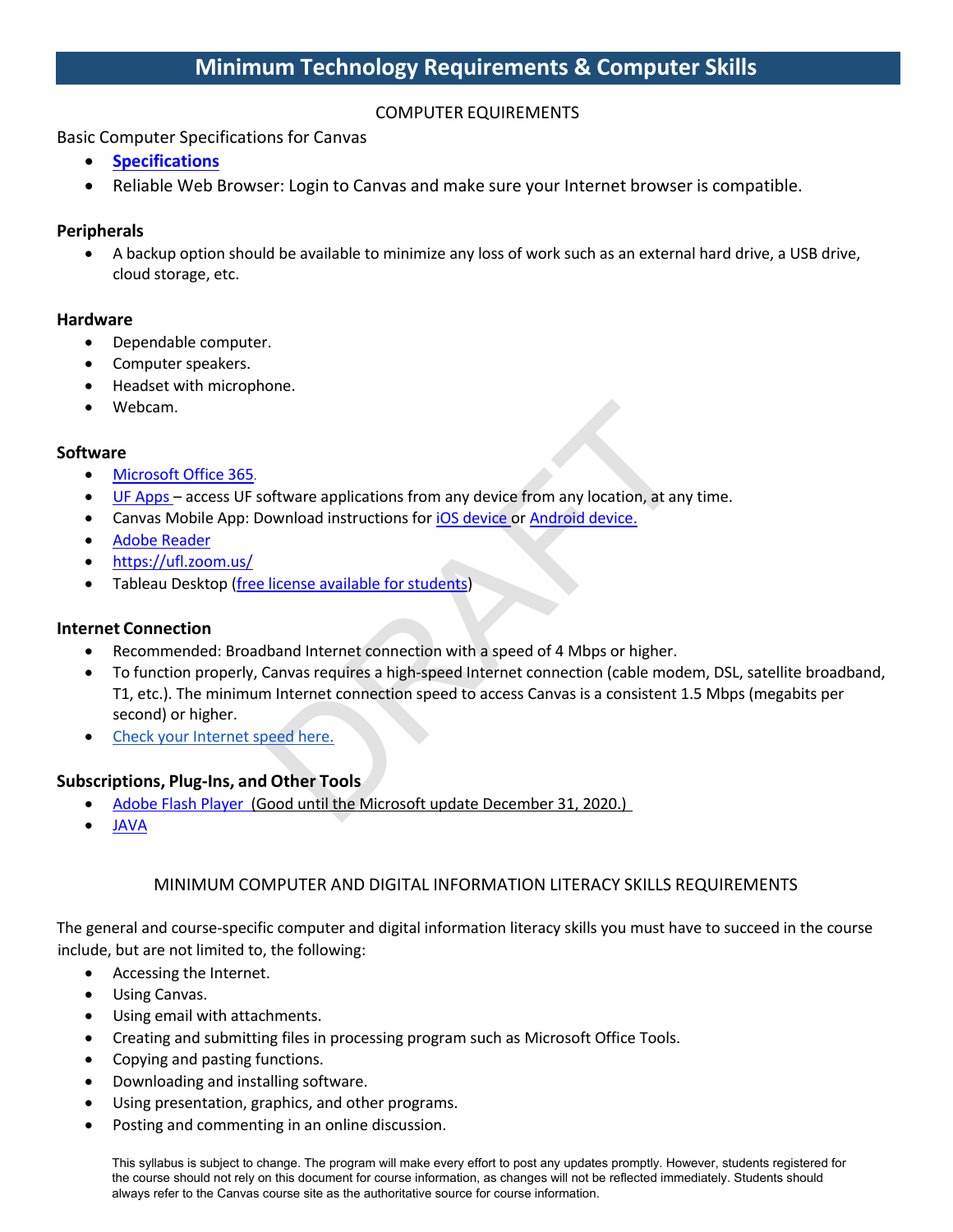# Minimum Technology Requirements & Computer Skills

COMPUTER EQUIREMENTS

Basic Computer Specifications for Canvas

- **Specifications**
- Reliable Web Browser: Login to Canvas and make sure your Internet browser is compatible.

### Peripherals

- A backup option should be available to minimize any loss of work such as an external hard drive, a USB drive, cloud storage, etc.

### Hardware

- Dependable computer.
- Computer speakers.
- Headset with microphone.
- Webcam.

### Software

- Microsoft Office 365.
- UF Apps – access UF software applications from any device from any location, at any time.
- Canvas Mobile App: Download instructions for iOS device or Android device.
- Adobe Reader
- https://ufl.zoom.us/
- Tableau Desktop (free license available for students)

### Internet Connection

- Recommended: Broadband Internet connection with a speed of 4 Mbps or higher.
- To function properly, Canvas requires a high-speed Internet connection (cable modem, DSL, satellite broadband, T1, etc.). The minimum Internet connection speed to access Canvas is a consistent 1.5 Mbps (megabits per second) or higher.
- Check your Internet speed here.

### Subscriptions, Plug-Ins, and Other Tools

- Adobe Flash Player (Good until the Microsoft update December 31, 2020.)
- JAVA

MINIMUM COMPUTER AND DIGITAL INFORMATION LITERACY SKILLS REQUIREMENTS

The general and course-specific computer and digital information literacy skills you must have to succeed in the course include, but are not limited to, the following:

- Accessing the Internet.
- Using Canvas.
- Using email with attachments.
- Creating and submitting files in processing program such as Microsoft Office Tools.
- Copying and pasting functions.
- Downloading and installing software.
- Using presentation, graphics, and other programs.
- Posting and commenting in an online discussion.

This syllabus is subject to change. The program will make every effort to post any updates promptly. However, students registered for the course should not rely on this document for course information, as changes will not be reflected immediately. Students should always refer to the Canvas course site as the authoritative source for course information.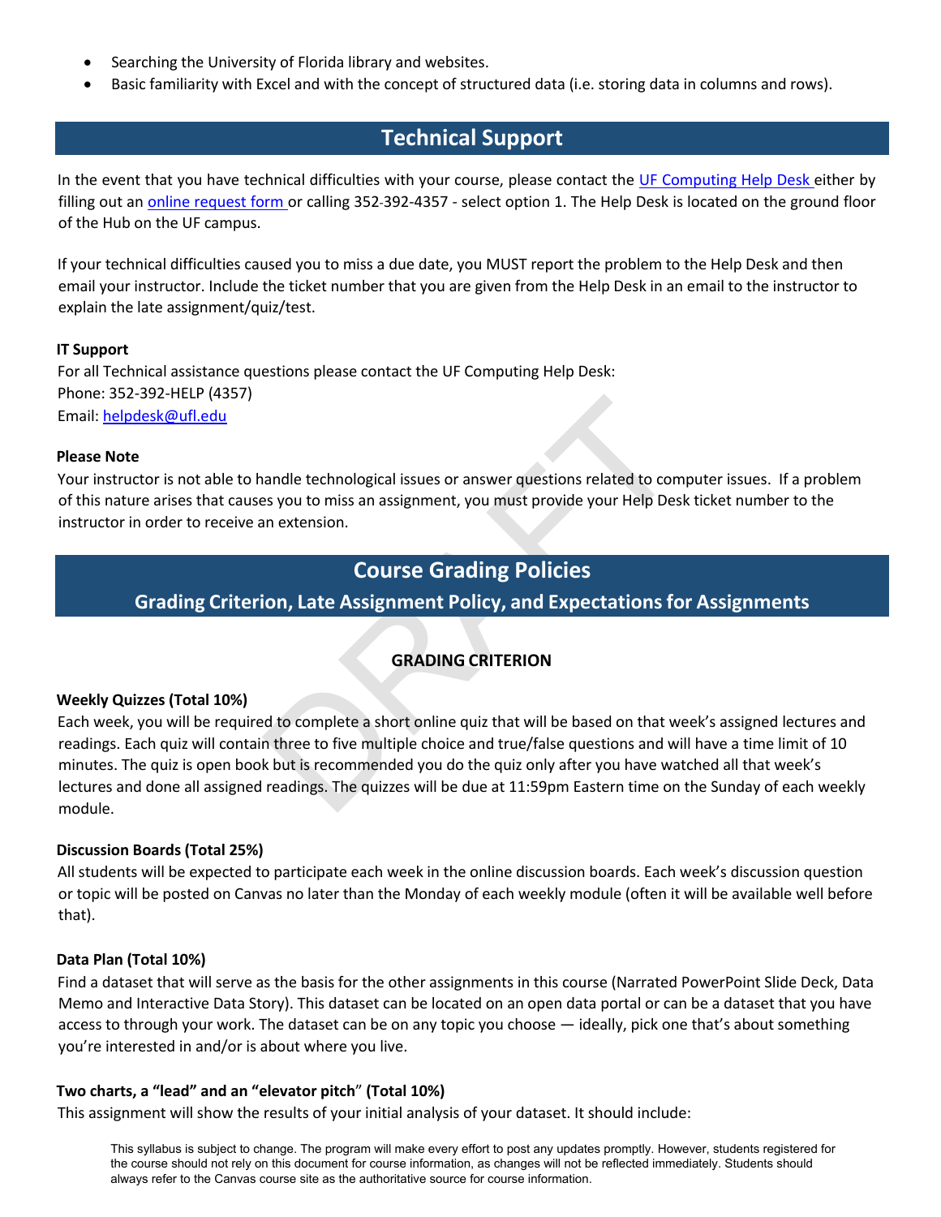- Searching the University of Florida library and websites.
- Basic familiarity with Excel and with the concept of structured data (i.e. storing data in columns and rows).

## Technical Support

In the event that you have technical difficulties with your course, please contact the [UF Computing Help Desk](#) either by filling out an [online request form](#) or calling 352-392-4357 - select option 1. The Help Desk is located on the ground floor of the Hub on the UF campus.

If your technical difficulties caused you to miss a due date, you MUST report the problem to the Help Desk and then email your instructor. Include the ticket number that you are given from the Help Desk in an email to the instructor to explain the late assignment/quiz/test.

**IT Support**
For all Technical assistance questions please contact the UF Computing Help Desk:
Phone: 352-392-HELP (4357)
Email: [helpdesk@ufl.edu](mailto:helpdesk@ufl.edu)

**Please Note**
Your instructor is not able to handle technological issues or answer questions related to computer issues. If a problem of this nature arises that causes you to miss an assignment, you must provide your Help Desk ticket number to the instructor in order to receive an extension.

## Course Grading Policies

### Grading Criterion, Late Assignment Policy, and Expectations for Assignments

#### GRADING CRITERION

**Weekly Quizzes (Total 10%)**
Each week, you will be required to complete a short online quiz that will be based on that week's assigned lectures and readings. Each quiz will contain three to five multiple choice and true/false questions and will have a time limit of 10 minutes. The quiz is open book but is recommended you do the quiz only after you have watched all that week's lectures and done all assigned readings. The quizzes will be due at 11:59pm Eastern time on the Sunday of each weekly module.

**Discussion Boards (Total 25%)**
All students will be expected to participate each week in the online discussion boards. Each week's discussion question or topic will be posted on Canvas no later than the Monday of each weekly module (often it will be available well before that).

**Data Plan (Total 10%)**
Find a dataset that will serve as the basis for the other assignments in this course (Narrated PowerPoint Slide Deck, Data Memo and Interactive Data Story). This dataset can be located on an open data portal or can be a dataset that you have access to through your work. The dataset can be on any topic you choose — ideally, pick one that's about something you're interested in and/or is about where you live.

**Two charts, a "lead" and an "elevator pitch" (Total 10%)**
This assignment will show the results of your initial analysis of your dataset. It should include:

This syllabus is subject to change. The program will make every effort to post any updates promptly. However, students registered for the course should not rely on this document for course information, as changes will not be reflected immediately. Students should always refer to the Canvas course site as the authoritative source for course information.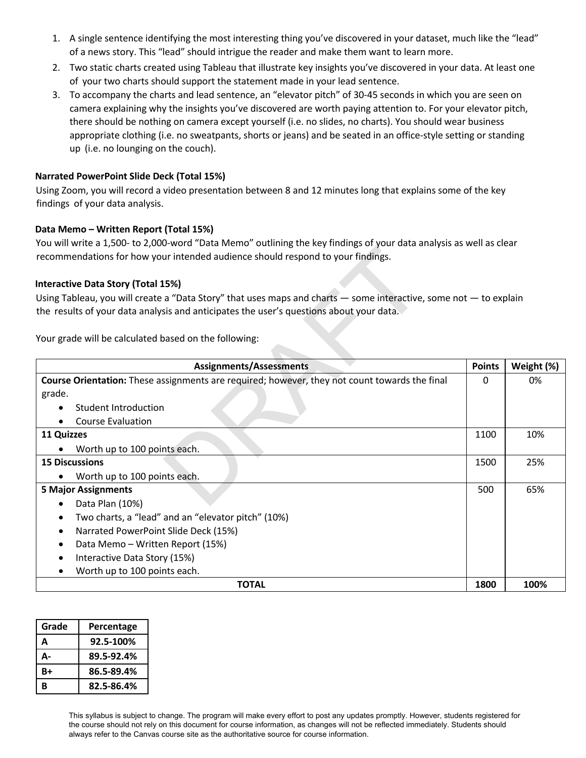1. A single sentence identifying the most interesting thing you've discovered in your dataset, much like the "lead" of a news story. This "lead" should intrigue the reader and make them want to learn more.
2. Two static charts created using Tableau that illustrate key insights you've discovered in your data. At least one of your two charts should support the statement made in your lead sentence.
3. To accompany the charts and lead sentence, an "elevator pitch" of 30-45 seconds in which you are seen on camera explaining why the insights you've discovered are worth paying attention to. For your elevator pitch, there should be nothing on camera except yourself (i.e. no slides, no charts). You should wear business appropriate clothing (i.e. no sweatpants, shorts or jeans) and be seated in an office-style setting or standing up (i.e. no lounging on the couch).

**Narrated PowerPoint Slide Deck (Total 15%)**

Using Zoom, you will record a video presentation between 8 and 12 minutes long that explains some of the key findings of your data analysis.

**Data Memo – Written Report (Total 15%)**

You will write a 1,500- to 2,000-word "Data Memo" outlining the key findings of your data analysis as well as clear recommendations for how your intended audience should respond to your findings.

**Interactive Data Story (Total 15%)**

Using Tableau, you will create a "Data Story" that uses maps and charts — some interactive, some not — to explain the results of your data analysis and anticipates the user's questions about your data.

Your grade will be calculated based on the following:

| Assignments/Assessments | Points | Weight (%) |
|---|---|---|
| **Course Orientation:** These assignments are required; however, they not count towards the final grade.<br>• Student Introduction<br>• Course Evaluation | 0 | 0% |
| **11 Quizzes**<br>• Worth up to 100 points each. | 1100 | 10% |
| **15 Discussions**<br>• Worth up to 100 points each. | 1500 | 25% |
| **5 Major Assignments**<br>• Data Plan (10%)<br>• Two charts, a "lead" and an "elevator pitch" (10%)<br>• Narrated PowerPoint Slide Deck (15%)<br>• Data Memo – Written Report (15%)<br>• Interactive Data Story (15%)<br>• Worth up to 100 points each. | 500 | 65% |
| **TOTAL** | **1800** | **100%** |

| Grade | Percentage |
|---|---|
| **A** | **92.5-100%** |
| **A-** | **89.5-92.4%** |
| **B+** | **86.5-89.4%** |
| **B** | **82.5-86.4%** |

This syllabus is subject to change. The program will make every effort to post any updates promptly. However, students registered for the course should not rely on this document for course information, as changes will not be reflected immediately. Students should always refer to the Canvas course site as the authoritative source for course information.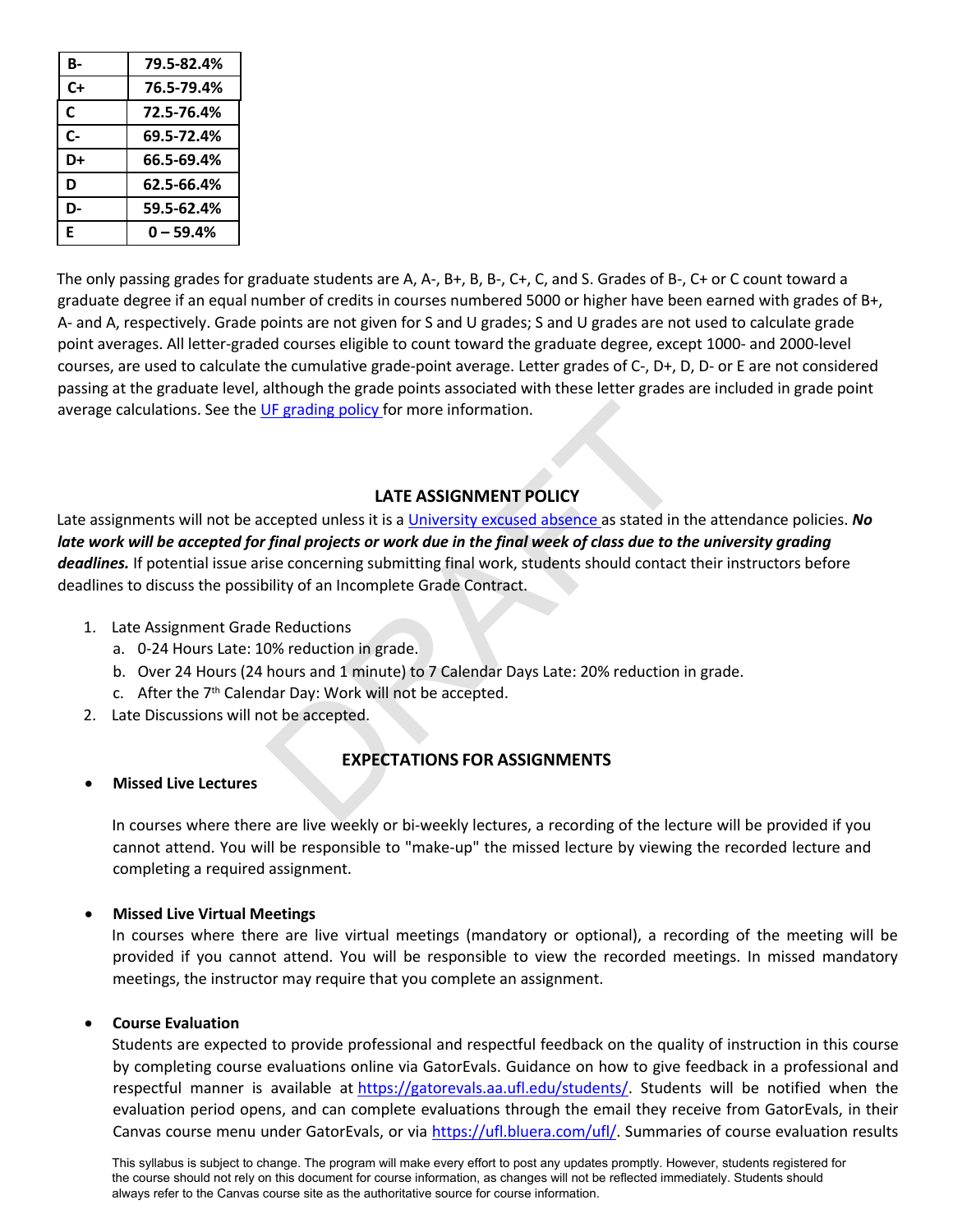| B- | 79.5-82.4% |
| --- | --- |
| C+ | 76.5-79.4% |
| C | 72.5-76.4% |
| C- | 69.5-72.4% |
| D+ | 66.5-69.4% |
| D | 62.5-66.4% |
| D- | 59.5-62.4% |
| E | 0 – 59.4% |

The only passing grades for graduate students are A, A-, B+, B, B-, C+, C, and S. Grades of B-, C+ or C count toward a graduate degree if an equal number of credits in courses numbered 5000 or higher have been earned with grades of B+, A- and A, respectively. Grade points are not given for S and U grades; S and U grades are not used to calculate grade point averages. All letter-graded courses eligible to count toward the graduate degree, except 1000- and 2000-level courses, are used to calculate the cumulative grade-point average. Letter grades of C-, D+, D, D- or E are not considered passing at the graduate level, although the grade points associated with these letter grades are included in grade point average calculations. See the UF grading policy for more information.

## LATE ASSIGNMENT POLICY

Late assignments will not be accepted unless it is a University excused absence as stated in the attendance policies. ***No late work will be accepted for final projects or work due in the final week of class due to the university grading deadlines.*** If potential issue arise concerning submitting final work, students should contact their instructors before deadlines to discuss the possibility of an Incomplete Grade Contract.

1. Late Assignment Grade Reductions
   a. 0-24 Hours Late: 10% reduction in grade.
   b. Over 24 Hours (24 hours and 1 minute) to 7 Calendar Days Late: 20% reduction in grade.
   c. After the 7th Calendar Day: Work will not be accepted.
2. Late Discussions will not be accepted.

## EXPECTATIONS FOR ASSIGNMENTS

- **Missed Live Lectures**

  In courses where there are live weekly or bi-weekly lectures, a recording of the lecture will be provided if you cannot attend. You will be responsible to "make-up" the missed lecture by viewing the recorded lecture and completing a required assignment.

- **Missed Live Virtual Meetings**

  In courses where there are live virtual meetings (mandatory or optional), a recording of the meeting will be provided if you cannot attend. You will be responsible to view the recorded meetings. In missed mandatory meetings, the instructor may require that you complete an assignment.

- **Course Evaluation**

  Students are expected to provide professional and respectful feedback on the quality of instruction in this course by completing course evaluations online via GatorEvals. Guidance on how to give feedback in a professional and respectful manner is available at https://gatorevals.aa.ufl.edu/students/. Students will be notified when the evaluation period opens, and can complete evaluations through the email they receive from GatorEvals, in their Canvas course menu under GatorEvals, or via https://ufl.bluera.com/ufl/. Summaries of course evaluation results

This syllabus is subject to change. The program will make every effort to post any updates promptly. However, students registered for the course should not rely on this document for course information, as changes will not be reflected immediately. Students should always refer to the Canvas course site as the authoritative source for course information.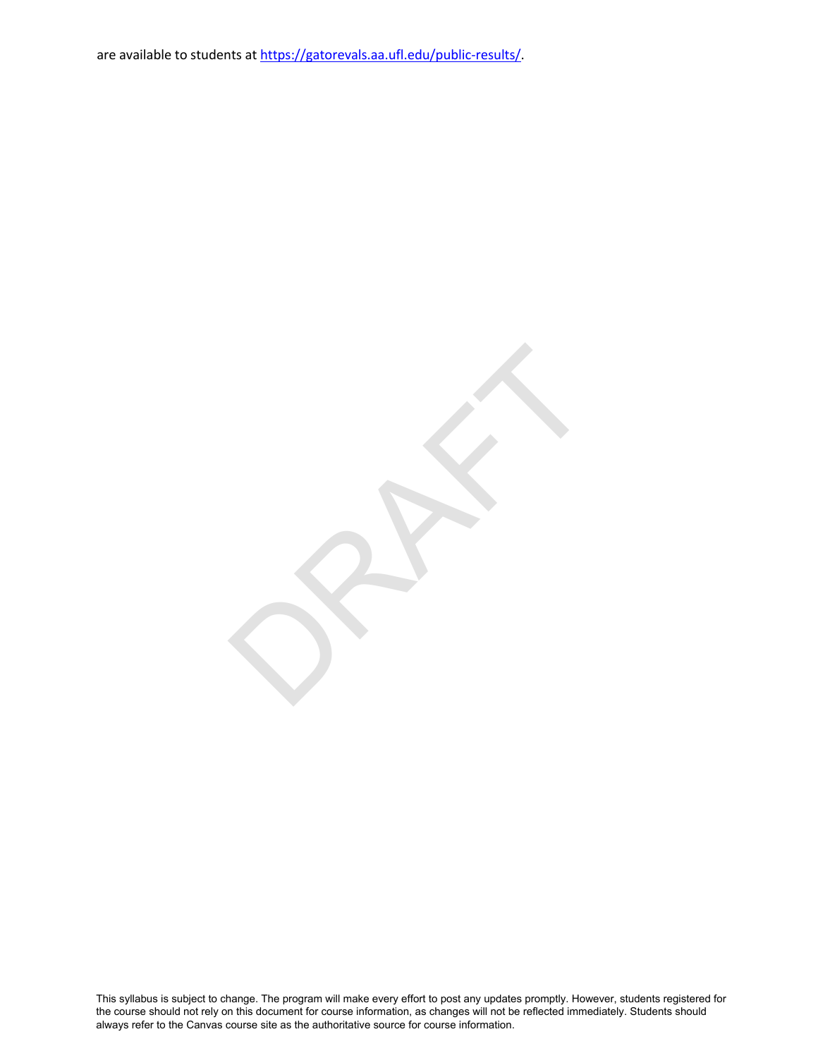are available to students at [https://gatorevals.aa.ufl.edu/public-results/](https://gatorevals.aa.ufl.edu/public-results/).

This syllabus is subject to change. The program will make every effort to post any updates promptly. However, students registered for the course should not rely on this document for course information, as changes will not be reflected immediately. Students should always refer to the Canvas course site as the authoritative source for course information.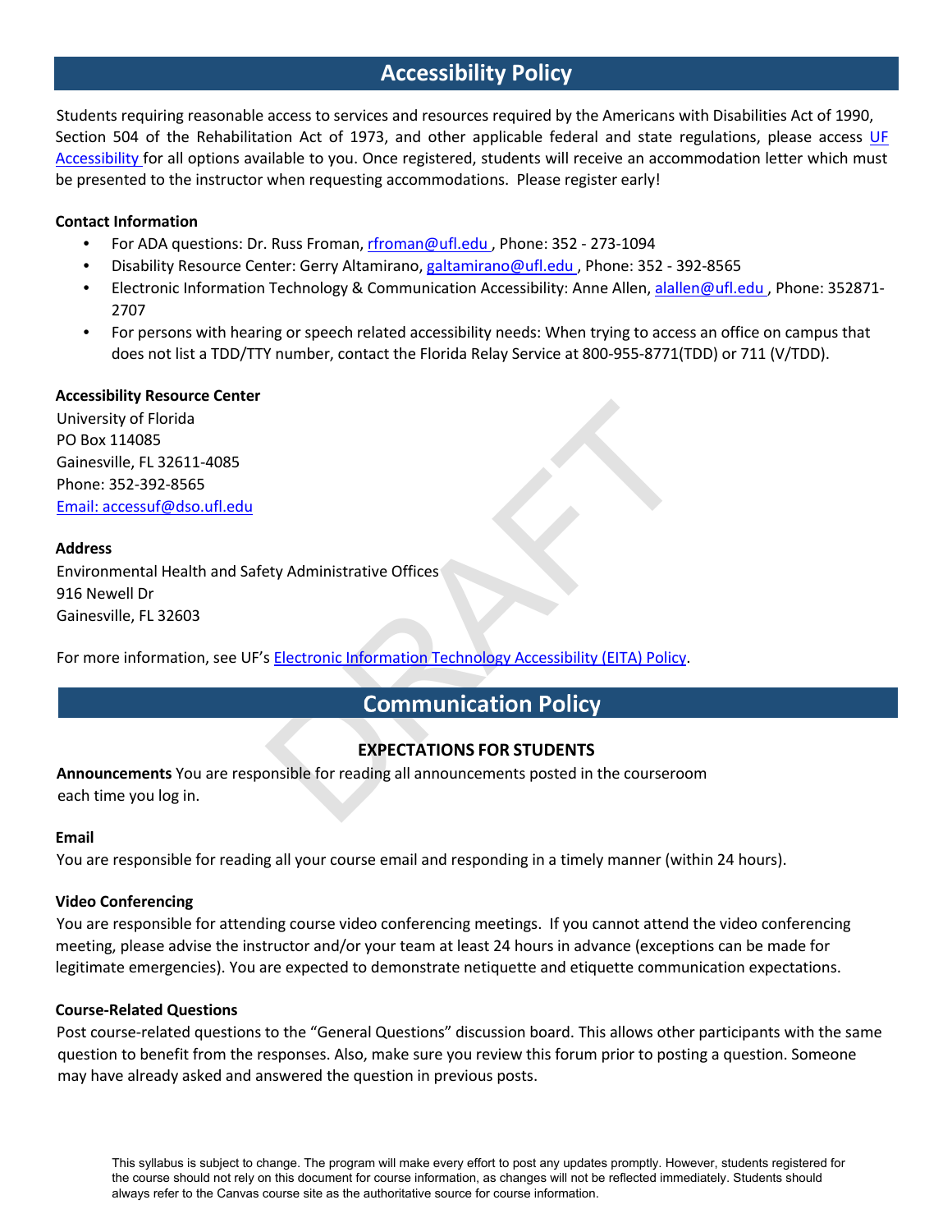## Accessibility Policy

Students requiring reasonable access to services and resources required by the Americans with Disabilities Act of 1990, Section 504 of the Rehabilitation Act of 1973, and other applicable federal and state regulations, please access UF Accessibility for all options available to you. Once registered, students will receive an accommodation letter which must be presented to the instructor when requesting accommodations. Please register early!

**Contact Information**

- For ADA questions: Dr. Russ Froman, rfroman@ufl.edu , Phone: 352 - 273-1094
- Disability Resource Center: Gerry Altamirano, galtamirano@ufl.edu , Phone: 352 - 392-8565
- Electronic Information Technology & Communication Accessibility: Anne Allen, alallen@ufl.edu , Phone: 352871-2707
- For persons with hearing or speech related accessibility needs: When trying to access an office on campus that does not list a TDD/TTY number, contact the Florida Relay Service at 800-955-8771(TDD) or 711 (V/TDD).

**Accessibility Resource Center**
University of Florida
PO Box 114085
Gainesville, FL 32611-4085
Phone: 352-392-8565
Email: accessuf@dso.ufl.edu

**Address**
Environmental Health and Safety Administrative Offices
916 Newell Dr
Gainesville, FL 32603

For more information, see UF's Electronic Information Technology Accessibility (EITA) Policy.

## Communication Policy

### EXPECTATIONS FOR STUDENTS

**Announcements** You are responsible for reading all announcements posted in the courseroom each time you log in.

**Email**
You are responsible for reading all your course email and responding in a timely manner (within 24 hours).

**Video Conferencing**
You are responsible for attending course video conferencing meetings. If you cannot attend the video conferencing meeting, please advise the instructor and/or your team at least 24 hours in advance (exceptions can be made for legitimate emergencies). You are expected to demonstrate netiquette and etiquette communication expectations.

**Course-Related Questions**
Post course-related questions to the "General Questions" discussion board. This allows other participants with the same question to benefit from the responses. Also, make sure you review this forum prior to posting a question. Someone may have already asked and answered the question in previous posts.

This syllabus is subject to change. The program will make every effort to post any updates promptly. However, students registered for the course should not rely on this document for course information, as changes will not be reflected immediately. Students should always refer to the Canvas course site as the authoritative source for course information.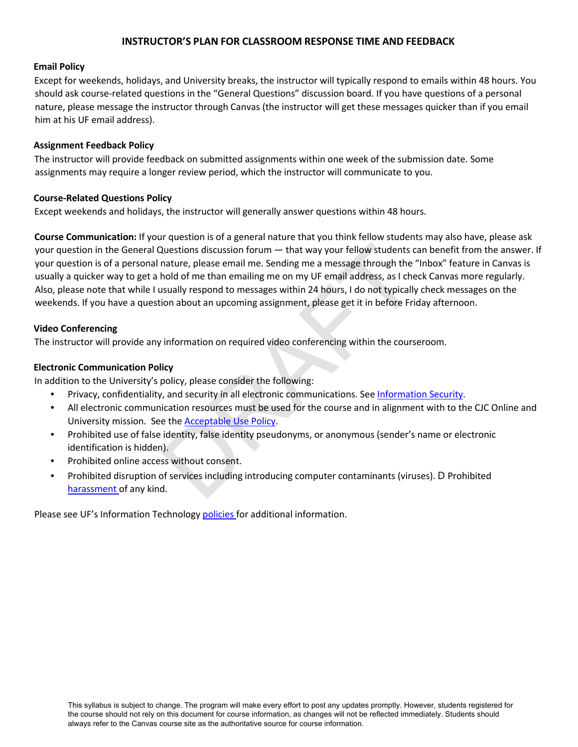## INSTRUCTOR'S PLAN FOR CLASSROOM RESPONSE TIME AND FEEDBACK

**Email Policy**

Except for weekends, holidays, and University breaks, the instructor will typically respond to emails within 48 hours. You should ask course-related questions in the "General Questions" discussion board. If you have questions of a personal nature, please message the instructor through Canvas (the instructor will get these messages quicker than if you email him at his UF email address).

**Assignment Feedback Policy**

The instructor will provide feedback on submitted assignments within one week of the submission date. Some assignments may require a longer review period, which the instructor will communicate to you.

**Course-Related Questions Policy**

Except weekends and holidays, the instructor will generally answer questions within 48 hours.

**Course Communication:** If your question is of a general nature that you think fellow students may also have, please ask your question in the General Questions discussion forum — that way your fellow students can benefit from the answer. If your question is of a personal nature, please email me. Sending me a message through the "Inbox" feature in Canvas is usually a quicker way to get a hold of me than emailing me on my UF email address, as I check Canvas more regularly. Also, please note that while I usually respond to messages within 24 hours, I do not typically check messages on the weekends. If you have a question about an upcoming assignment, please get it in before Friday afternoon.

**Video Conferencing**

The instructor will provide any information on required video conferencing within the courseroom.

**Electronic Communication Policy**

In addition to the University's policy, please consider the following:

- Privacy, confidentiality, and security in all electronic communications. See Information Security.
- All electronic communication resources must be used for the course and in alignment with to the CJC Online and University mission. See the Acceptable Use Policy.
- Prohibited use of false identity, false identity pseudonyms, or anonymous (sender's name or electronic identification is hidden).
- Prohibited online access without consent.
- Prohibited disruption of services including introducing computer contaminants (viruses). D Prohibited harassment of any kind.

Please see UF's Information Technology policies for additional information.

This syllabus is subject to change. The program will make every effort to post any updates promptly. However, students registered for the course should not rely on this document for course information, as changes will not be reflected immediately. Students should always refer to the Canvas course site as the authoritative source for course information.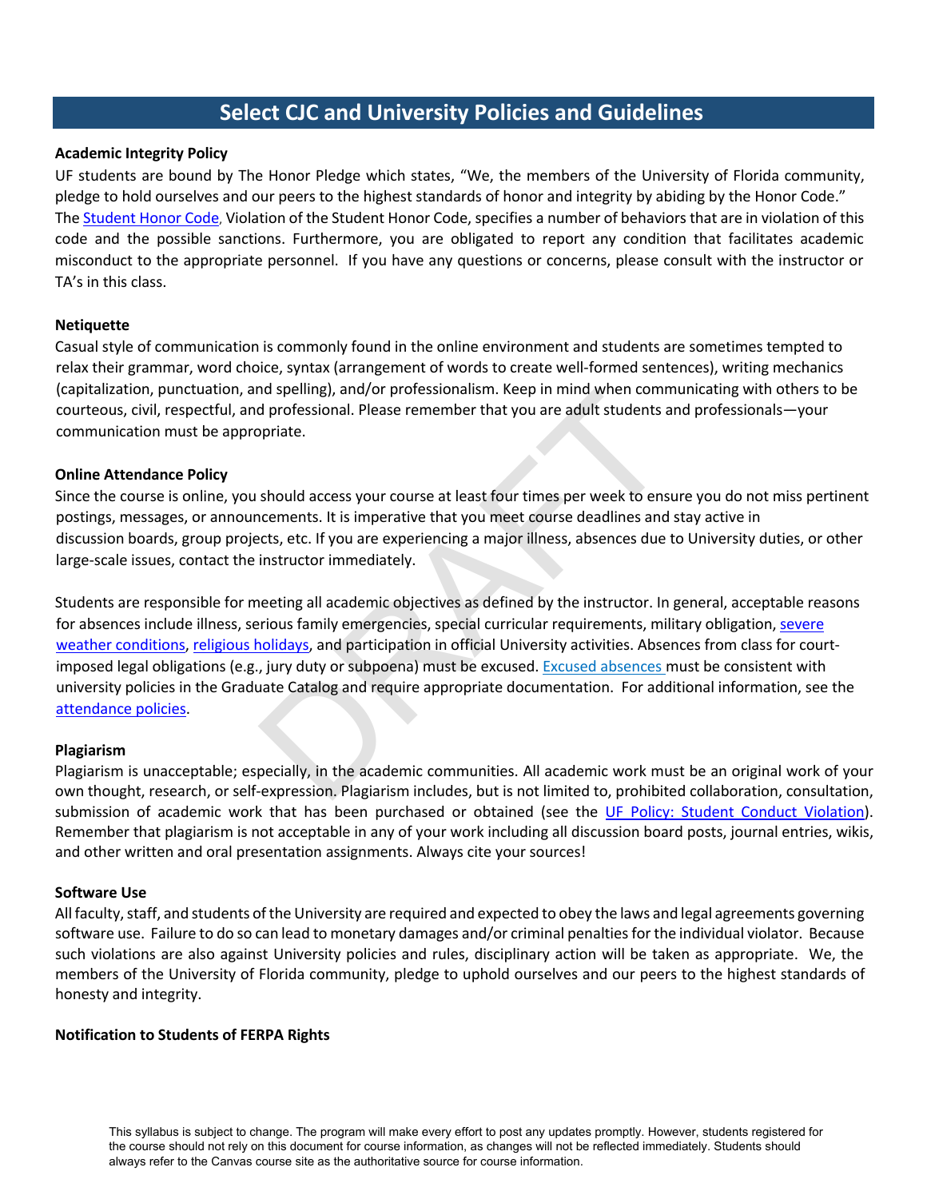## Select CJC and University Policies and Guidelines

**Academic Integrity Policy**

UF students are bound by The Honor Pledge which states, "We, the members of the University of Florida community, pledge to hold ourselves and our peers to the highest standards of honor and integrity by abiding by the Honor Code." The Student Honor Code, Violation of the Student Honor Code, specifies a number of behaviors that are in violation of this code and the possible sanctions. Furthermore, you are obligated to report any condition that facilitates academic misconduct to the appropriate personnel. If you have any questions or concerns, please consult with the instructor or TA's in this class.

**Netiquette**

Casual style of communication is commonly found in the online environment and students are sometimes tempted to relax their grammar, word choice, syntax (arrangement of words to create well-formed sentences), writing mechanics (capitalization, punctuation, and spelling), and/or professionalism. Keep in mind when communicating with others to be courteous, civil, respectful, and professional. Please remember that you are adult students and professionals—your communication must be appropriate.

**Online Attendance Policy**

Since the course is online, you should access your course at least four times per week to ensure you do not miss pertinent postings, messages, or announcements. It is imperative that you meet course deadlines and stay active in discussion boards, group projects, etc. If you are experiencing a major illness, absences due to University duties, or other large-scale issues, contact the instructor immediately.

Students are responsible for meeting all academic objectives as defined by the instructor. In general, acceptable reasons for absences include illness, serious family emergencies, special curricular requirements, military obligation, severe weather conditions, religious holidays, and participation in official University activities. Absences from class for court-imposed legal obligations (e.g., jury duty or subpoena) must be excused. Excused absences must be consistent with university policies in the Graduate Catalog and require appropriate documentation. For additional information, see the attendance policies.

**Plagiarism**

Plagiarism is unacceptable; especially, in the academic communities. All academic work must be an original work of your own thought, research, or self-expression. Plagiarism includes, but is not limited to, prohibited collaboration, consultation, submission of academic work that has been purchased or obtained (see the UF Policy: Student Conduct Violation). Remember that plagiarism is not acceptable in any of your work including all discussion board posts, journal entries, wikis, and other written and oral presentation assignments. Always cite your sources!

**Software Use**

All faculty, staff, and students of the University are required and expected to obey the laws and legal agreements governing software use. Failure to do so can lead to monetary damages and/or criminal penalties for the individual violator. Because such violations are also against University policies and rules, disciplinary action will be taken as appropriate. We, the members of the University of Florida community, pledge to uphold ourselves and our peers to the highest standards of honesty and integrity.

**Notification to Students of FERPA Rights**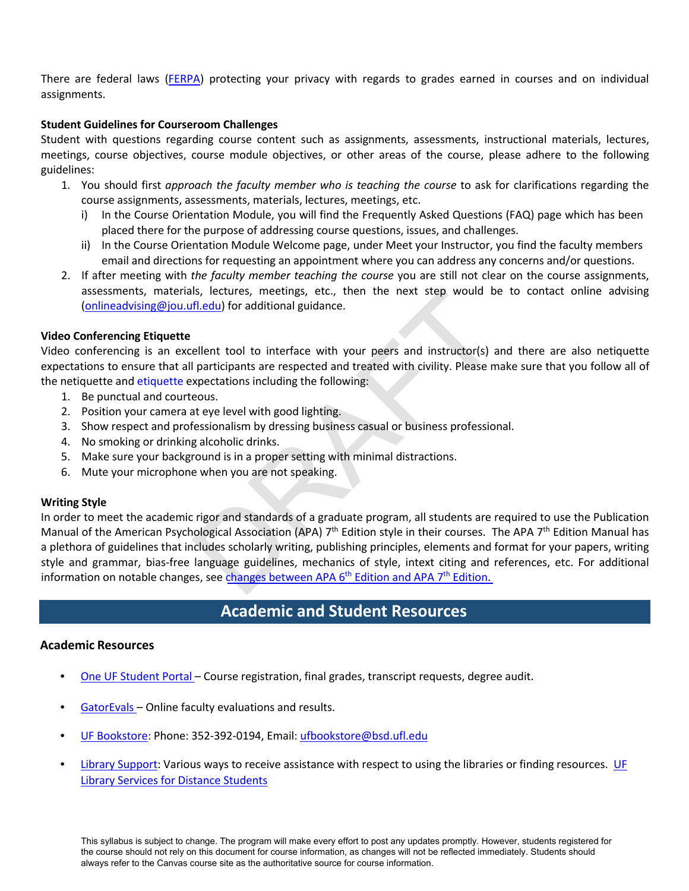There are federal laws ([FERPA]) protecting your privacy with regards to grades earned in courses and on individual assignments.

**Student Guidelines for Courseroom Challenges**

Student with questions regarding course content such as assignments, assessments, instructional materials, lectures, meetings, course objectives, course module objectives, or other areas of the course, please adhere to the following guidelines:

1. You should first *approach the faculty member who is teaching the course* to ask for clarifications regarding the course assignments, assessments, materials, lectures, meetings, etc.
   i) In the Course Orientation Module, you will find the Frequently Asked Questions (FAQ) page which has been placed there for the purpose of addressing course questions, issues, and challenges.
   ii) In the Course Orientation Module Welcome page, under Meet your Instructor, you find the faculty members email and directions for requesting an appointment where you can address any concerns and/or questions.
2. If after meeting with *the faculty member teaching the course* you are still not clear on the course assignments, assessments, materials, lectures, meetings, etc., then the next step would be to contact online advising (onlineadvising@jou.ufl.edu) for additional guidance.

**Video Conferencing Etiquette**

Video conferencing is an excellent tool to interface with your peers and instructor(s) and there are also netiquette expectations to ensure that all participants are respected and treated with civility. Please make sure that you follow all of the netiquette and etiquette expectations including the following:

1. Be punctual and courteous.
2. Position your camera at eye level with good lighting.
3. Show respect and professionalism by dressing business casual or business professional.
4. No smoking or drinking alcoholic drinks.
5. Make sure your background is in a proper setting with minimal distractions.
6. Mute your microphone when you are not speaking.

**Writing Style**

In order to meet the academic rigor and standards of a graduate program, all students are required to use the Publication Manual of the American Psychological Association (APA) 7th Edition style in their courses. The APA 7th Edition Manual has a plethora of guidelines that includes scholarly writing, publishing principles, elements and format for your papers, writing style and grammar, bias-free language guidelines, mechanics of style, intext citing and references, etc. For additional information on notable changes, see changes between APA 6th Edition and APA 7th Edition.

## Academic and Student Resources

### Academic Resources

- One UF Student Portal – Course registration, final grades, transcript requests, degree audit.
- GatorEvals – Online faculty evaluations and results.
- UF Bookstore: Phone: 352-392-0194, Email: ufbookstore@bsd.ufl.edu
- Library Support: Various ways to receive assistance with respect to using the libraries or finding resources. UF Library Services for Distance Students

This syllabus is subject to change. The program will make every effort to post any updates promptly. However, students registered for the course should not rely on this document for course information, as changes will not be reflected immediately. Students should always refer to the Canvas course site as the authoritative source for course information.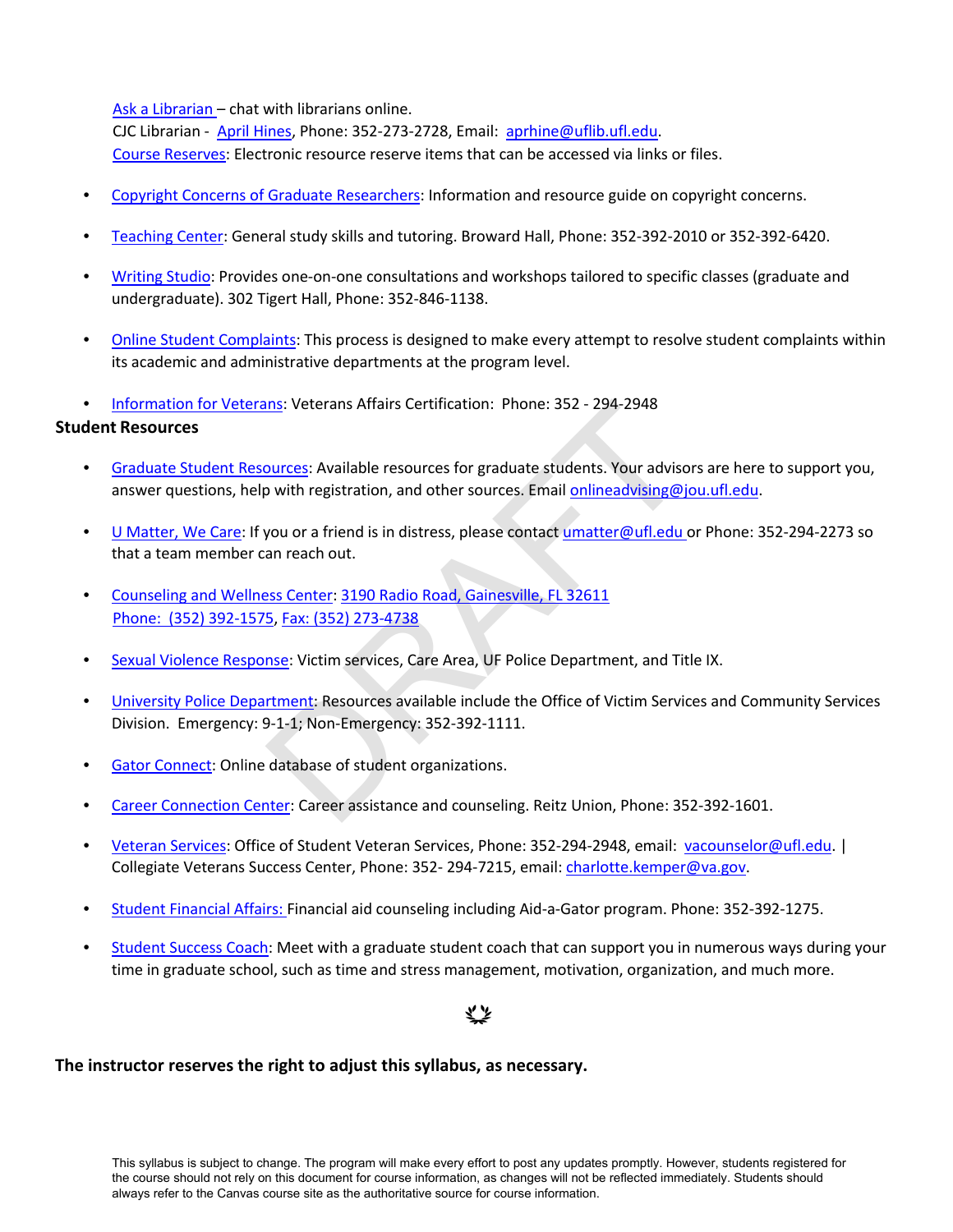[Ask a Librarian](#) – chat with librarians online.
CJC Librarian - [April Hines](#), Phone: 352-273-2728, Email: [aprhine@uflib.ufl.edu](mailto:aprhine@uflib.ufl.edu).
[Course Reserves](#): Electronic resource reserve items that can be accessed via links or files.

- [Copyright Concerns of Graduate Researchers](#): Information and resource guide on copyright concerns.
- [Teaching Center](#): General study skills and tutoring. Broward Hall, Phone: 352-392-2010 or 352-392-6420.
- [Writing Studio](#): Provides one-on-one consultations and workshops tailored to specific classes (graduate and undergraduate). 302 Tigert Hall, Phone: 352-846-1138.
- [Online Student Complaints](#): This process is designed to make every attempt to resolve student complaints within its academic and administrative departments at the program level.
- [Information for Veterans](#): Veterans Affairs Certification: Phone: 352 - 294-2948

**Student Resources**

- [Graduate Student Resources](#): Available resources for graduate students. Your advisors are here to support you, answer questions, help with registration, and other sources. Email [onlineadvising@jou.ufl.edu](mailto:onlineadvising@jou.ufl.edu).
- [U Matter, We Care](#): If you or a friend is in distress, please contact [umatter@ufl.edu](mailto:umatter@ufl.edu) or Phone: 352-294-2273 so that a team member can reach out.
- [Counseling and Wellness Center](#): [3190 Radio Road, Gainesville, FL 32611](#)
  [Phone: (352) 392-1575](#), [Fax: (352) 273-4738](#)
- [Sexual Violence Response](#): Victim services, Care Area, UF Police Department, and Title IX.
- [University Police Department](#): Resources available include the Office of Victim Services and Community Services Division. Emergency: 9-1-1; Non-Emergency: 352-392-1111.
- [Gator Connect](#): Online database of student organizations.
- [Career Connection Center](#): Career assistance and counseling. Reitz Union, Phone: 352-392-1601.
- [Veteran Services](#): Office of Student Veteran Services, Phone: 352-294-2948, email: [vacounselor@ufl.edu](mailto:vacounselor@ufl.edu). | Collegiate Veterans Success Center, Phone: 352- 294-7215, email: [charlotte.kemper@va.gov](mailto:charlotte.kemper@va.gov).
- [Student Financial Affairs:](#) Financial aid counseling including Aid-a-Gator program. Phone: 352-392-1275.
- [Student Success Coach](#): Meet with a graduate student coach that can support you in numerous ways during your time in graduate school, such as time and stress management, motivation, organization, and much more.

**The instructor reserves the right to adjust this syllabus, as necessary.**

This syllabus is subject to change. The program will make every effort to post any updates promptly. However, students registered for the course should not rely on this document for course information, as changes will not be reflected immediately. Students should always refer to the Canvas course site as the authoritative source for course information.